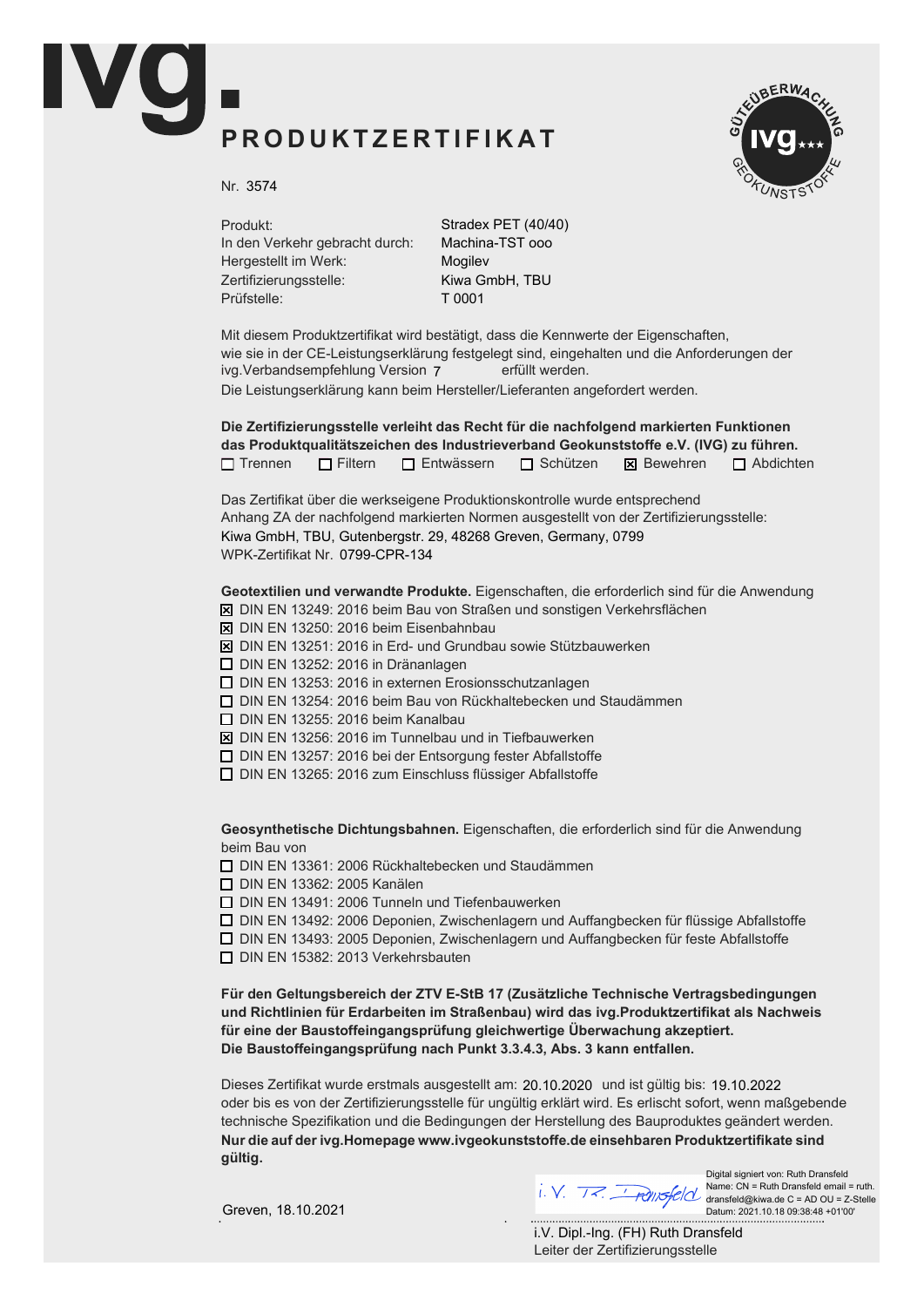# ivg. PRODUKTZERTIFIKAT

GÜTEÜBERWACHUNG ivg★★★ GEOKUNSTSTOFFE

Nr. 3574

| | |
|---|---|
| Produkt: | Stradex PET (40/40) |
| In den Verkehr gebracht durch: | Machina-TST ooo |
| Hergestellt im Werk: | Mogilev |
| Zertifizierungsstelle: | Kiwa GmbH, TBU |
| Prüfstelle: | T 0001 |

Mit diesem Produktzertifikat wird bestätigt, dass die Kennwerte der Eigenschaften, wie sie in der CE-Leistungserklärung festgelegt sind, eingehalten und die Anforderungen der ivg.Verbandsempfehlung Version 7 erfüllt werden.
Die Leistungserklärung kann beim Hersteller/Lieferanten angefordert werden.

**Die Zertifizierungsstelle verleiht das Recht für die nachfolgend markierten Funktionen das Produktqualitätszeichen des Industrieverband Geokunststoffe e.V. (IVG) zu führen.**

☐ Trennen ☐ Filtern ☐ Entwässern ☐ Schützen ☒ Bewehren ☐ Abdichten

Das Zertifikat über die werkseigene Produktionskontrolle wurde entsprechend Anhang ZA der nachfolgend markierten Normen ausgestellt von der Zertifizierungsstelle:
Kiwa GmbH, TBU, Gutenbergstr. 29, 48268 Greven, Germany, 0799
WPK-Zertifikat Nr. 0799-CPR-134

**Geotextilien und verwandte Produkte.** Eigenschaften, die erforderlich sind für die Anwendung

- ☒ DIN EN 13249: 2016 beim Bau von Straßen und sonstigen Verkehrsflächen
- ☒ DIN EN 13250: 2016 beim Eisenbahnbau
- ☒ DIN EN 13251: 2016 in Erd- und Grundbau sowie Stützbauwerken
- ☐ DIN EN 13252: 2016 in Dränanlagen
- ☐ DIN EN 13253: 2016 in externen Erosionsschutzanlagen
- ☐ DIN EN 13254: 2016 beim Bau von Rückhaltebecken und Staudämmen
- ☐ DIN EN 13255: 2016 beim Kanalbau
- ☒ DIN EN 13256: 2016 im Tunnelbau und in Tiefbauwerken
- ☐ DIN EN 13257: 2016 bei der Entsorgung fester Abfallstoffe
- ☐ DIN EN 13265: 2016 zum Einschluss flüssiger Abfallstoffe

**Geosynthetische Dichtungsbahnen.** Eigenschaften, die erforderlich sind für die Anwendung beim Bau von

- ☐ DIN EN 13361: 2006 Rückhaltebecken und Staudämmen
- ☐ DIN EN 13362: 2005 Kanälen
- ☐ DIN EN 13491: 2006 Tunneln und Tiefenbauwerken
- ☐ DIN EN 13492: 2006 Deponien, Zwischenlagern und Auffangbecken für flüssige Abfallstoffe
- ☐ DIN EN 13493: 2005 Deponien, Zwischenlagern und Auffangbecken für feste Abfallstoffe
- ☐ DIN EN 15382: 2013 Verkehrsbauten

**Für den Geltungsbereich der ZTV E-StB 17 (Zusätzliche Technische Vertragsbedingungen und Richtlinien für Erdarbeiten im Straßenbau) wird das ivg.Produktzertifikat als Nachweis für eine der Baustoffeingangsprüfung gleichwertige Überwachung akzeptiert. Die Baustoffeingangsprüfung nach Punkt 3.3.4.3, Abs. 3 kann entfallen.**

Dieses Zertifikat wurde erstmals ausgestellt am: 20.10.2020 und ist gültig bis: 19.10.2022 oder bis es von der Zertifizierungsstelle für ungültig erklärt wird. Es erlischt sofort, wenn maßgebende technische Spezifikation und die Bedingungen der Herstellung des Bauproduktes geändert werden.
**Nur die auf der ivg.Homepage www.ivgeokunststoffe.de einsehbaren Produktzertifikate sind gültig.**

Greven, 18.10.2021

i.V. R. Dransfeld

Digital signiert von: Ruth Dransfeld
Name: CN = Ruth Dransfeld email = ruth.dransfeld@kiwa.de C = AD OU = Z-Stelle
Datum: 2021.10.18 09:38:48 +01'00'

i.V. Dipl.-Ing. (FH) Ruth Dransfeld
Leiter der Zertifizierungsstelle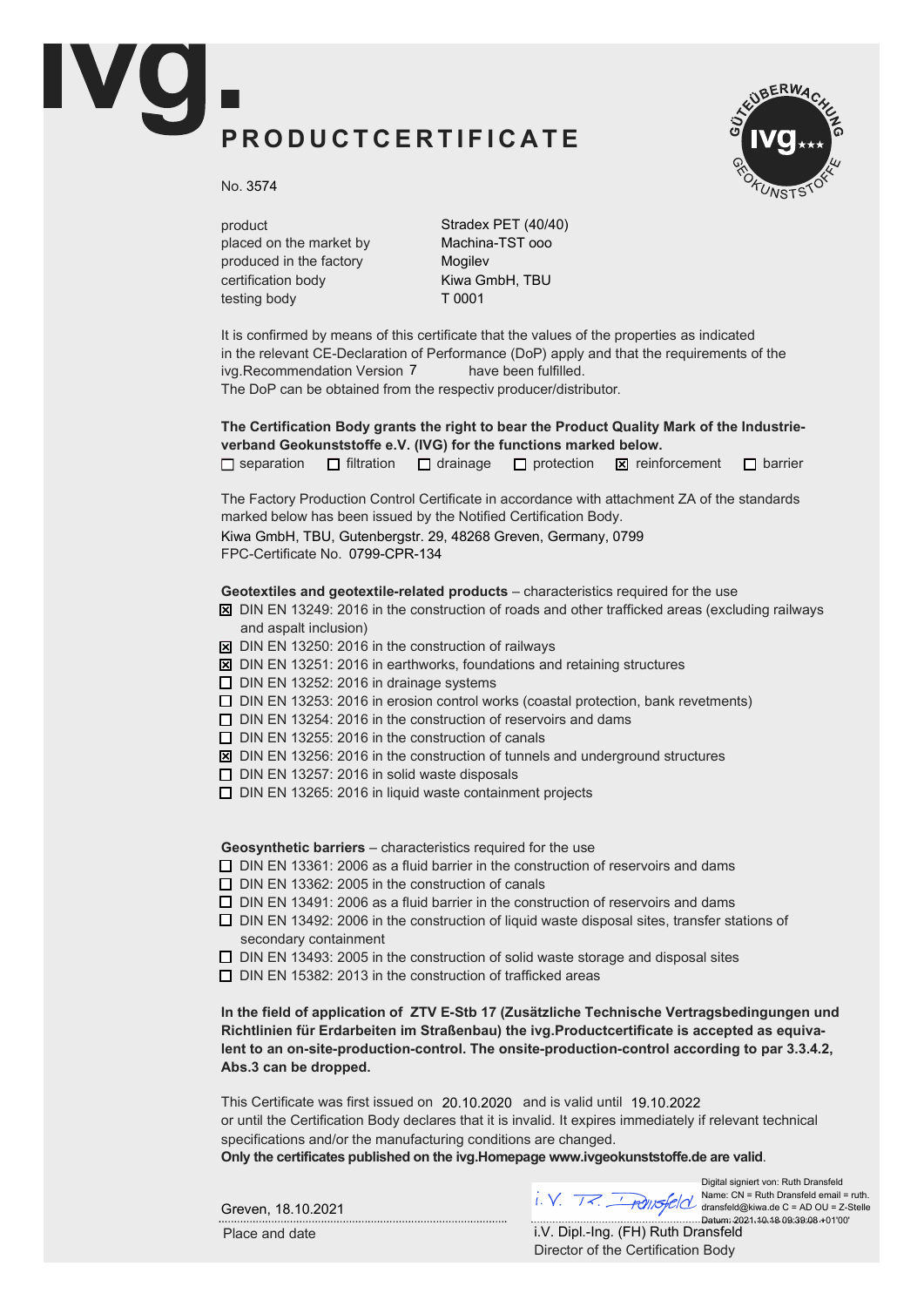# ivg.

## PRODUCTCERTIFICATE

GÜTEÜBERWACHUNG ivg GEOKUNSTSTOFFE

No. 3574

| | |
|---|---|
| product | Stradex PET (40/40) |
| placed on the market by | Machina-TST ooo |
| produced in the factory | Mogilev |
| certification body | Kiwa GmbH, TBU |
| testing body | T 0001 |

It is confirmed by means of this certificate that the values of the properties as indicated in the relevant CE-Declaration of Performance (DoP) apply and that the requirements of the ivg.Recommendation Version 7 have been fulfilled.
The DoP can be obtained from the respectiv producer/distributor.

**The Certification Body grants the right to bear the Product Quality Mark of the Industrieverband Geokunststoffe e.V. (IVG) for the functions marked below.**

☐ separation ☐ filtration ☐ drainage ☐ protection ☒ reinforcement ☐ barrier

The Factory Production Control Certificate in accordance with attachment ZA of the standards marked below has been issued by the Notified Certification Body.
Kiwa GmbH, TBU, Gutenbergstr. 29, 48268 Greven, Germany, 0799
FPC-Certificate No. 0799-CPR-134

**Geotextiles and geotextile-related products** – characteristics required for the use

- ☒ DIN EN 13249: 2016 in the construction of roads and other trafficked areas (excluding railways and aspalt inclusion)
- ☒ DIN EN 13250: 2016 in the construction of railways
- ☒ DIN EN 13251: 2016 in earthworks, foundations and retaining structures
- ☐ DIN EN 13252: 2016 in drainage systems
- ☐ DIN EN 13253: 2016 in erosion control works (coastal protection, bank revetments)
- ☐ DIN EN 13254: 2016 in the construction of reservoirs and dams
- ☐ DIN EN 13255: 2016 in the construction of canals
- ☒ DIN EN 13256: 2016 in the construction of tunnels and underground structures
- ☐ DIN EN 13257: 2016 in solid waste disposals
- ☐ DIN EN 13265: 2016 in liquid waste containment projects

**Geosynthetic barriers** – characteristics required for the use

- ☐ DIN EN 13361: 2006 as a fluid barrier in the construction of reservoirs and dams
- ☐ DIN EN 13362: 2005 in the construction of canals
- ☐ DIN EN 13491: 2006 as a fluid barrier in the construction of reservoirs and dams
- ☐ DIN EN 13492: 2006 in the construction of liquid waste disposal sites, transfer stations of secondary containment
- ☐ DIN EN 13493: 2005 in the construction of solid waste storage and disposal sites
- ☐ DIN EN 15382: 2013 in the construction of trafficked areas

**In the field of application of ZTV E-Stb 17 (Zusätzliche Technische Vertragsbedingungen und Richtlinien für Erdarbeiten im Straßenbau) the ivg.Productcertificate is accepted as equivalent to an on-site-production-control. The onsite-production-control according to par 3.3.4.2, Abs.3 can be dropped.**

This Certificate was first issued on 20.10.2020 and is valid until 19.10.2022 or until the Certification Body declares that it is invalid. It expires immediately if relevant technical specifications and/or the manufacturing conditions are changed.
**Only the certificates published on the ivg.Homepage www.ivgeokunststoffe.de are valid**.

Greven, 18.10.2021
Place and date

i.V. R. Dransfeld

Digital signiert von: Ruth Dransfeld
Name: CN = Ruth Dransfeld email = ruth.dransfeld@kiwa.de C = AD OU = Z-Stelle
Datum: 2021.10.18 09:39:08 +01'00'

i.V. Dipl.-Ing. (FH) Ruth Dransfeld
Director of the Certification Body